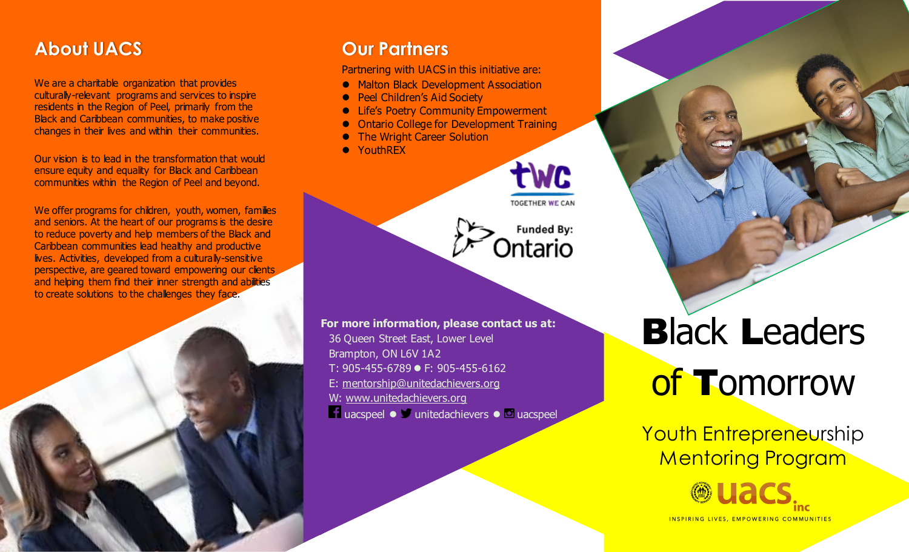## About UACS

We are a charitable organization that provides culturally-relevant programs and services to inspire residents in the Region of Peel, primarily from the Black and Caribbean communities, to make positive changes in their lives and within their communities.

Our vision is to lead in the transformation that would ensure equity and equality for Black and Caribbean communities within the Region of Peel and beyond.

We offer programs for children, youth, women, families and seniors. At the heart of our programs is the desire to reduce poverty and help members of the Black and Caribbean communities lead healthy and productive lives. Activities, developed from a culturally-sensitive perspective, are geared toward empowering our clients and helping them find their inner strength and abilities to create solutions to the challenges they face.

## Our Partners

Partnering with UACS in this initiative are:

- Malton Black Development Association
- Peel Children's Aid Society
- Life's Poetry Community Empowerment
- Ontario College for Development Training
- The Wright Career Solution
- YouthREX

TWC TOGETHER WE CAN

Funded By: Ontario

**For more information, please contact us at:**

36 Queen Street East, Lower Level
Brampton, ON L6V 1A2
T: 905-455-6789 ● F: 905-455-6162
E: mentorship@unitedachievers.org
W: www.unitedachievers.org
uacspeel ● unitedachievers ● uacspeel

# Black Leaders of Tomorrow

## Youth Entrepreneurship Mentoring Program

uacs inc

INSPIRING LIVES, EMPOWERING COMMUNITIES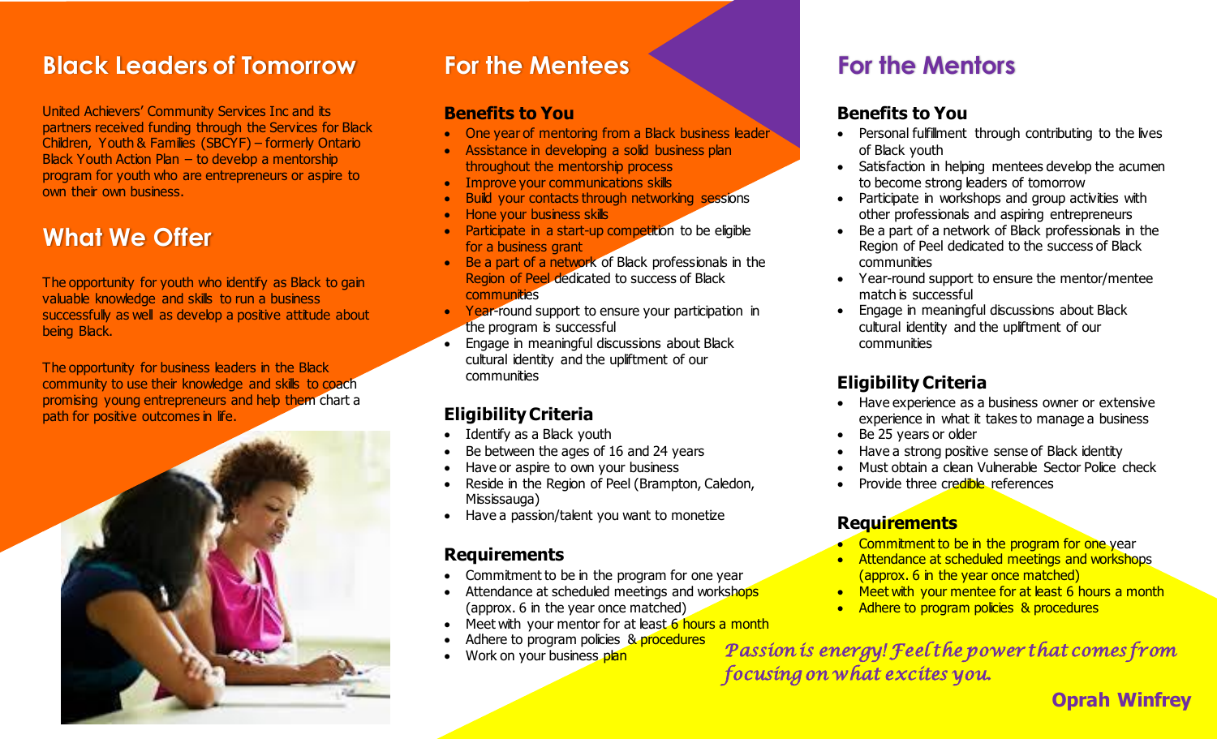## Black Leaders of Tomorrow

United Achievers' Community Services Inc and its partners received funding through the Services for Black Children, Youth & Families (SBCYF) – formerly Ontario Black Youth Action Plan – to develop a mentorship program for youth who are entrepreneurs or aspire to own their own business.

## What We Offer

The opportunity for youth who identify as Black to gain valuable knowledge and skills to run a business successfully as well as develop a positive attitude about being Black.

The opportunity for business leaders in the Black community to use their knowledge and skills to coach promising young entrepreneurs and help them chart a path for positive outcomes in life.

## For the Mentees

### Benefits to You

- One year of mentoring from a Black business leader
- Assistance in developing a solid business plan throughout the mentorship process
- Improve your communications skills
- Build your contacts through networking sessions
- Hone your business skills
- Participate in a start-up competition to be eligible for a business grant
- Be a part of a network of Black professionals in the Region of Peel dedicated to success of Black communities
- Year-round support to ensure your participation in the program is successful
- Engage in meaningful discussions about Black cultural identity and the upliftment of our communities

### Eligibility Criteria

- Identify as a Black youth
- Be between the ages of 16 and 24 years
- Have or aspire to own your business
- Reside in the Region of Peel (Brampton, Caledon, Mississauga)
- Have a passion/talent you want to monetize

### Requirements

- Commitment to be in the program for one year
- Attendance at scheduled meetings and workshops (approx. 6 in the year once matched)
- Meet with your mentor for at least 6 hours a month
- Adhere to program policies & procedures
- Work on your business plan

## For the Mentors

### Benefits to You

- Personal fulfillment through contributing to the lives of Black youth
- Satisfaction in helping mentees develop the acumen to become strong leaders of tomorrow
- Participate in workshops and group activities with other professionals and aspiring entrepreneurs
- Be a part of a network of Black professionals in the Region of Peel dedicated to the success of Black communities
- Year-round support to ensure the mentor/mentee match is successful
- Engage in meaningful discussions about Black cultural identity and the upliftment of our communities

### Eligibility Criteria

- Have experience as a business owner or extensive experience in what it takes to manage a business
- Be 25 years or older
- Have a strong positive sense of Black identity
- Must obtain a clean Vulnerable Sector Police check
- Provide three credible references

### Requirements

- Commitment to be in the program for one year
- Attendance at scheduled meetings and workshops (approx. 6 in the year once matched)
- Meet with your mentee for at least 6 hours a month
- Adhere to program policies & procedures

*Passion is energy! Feel the power that comes from focusing on what excites you.*

**Oprah Winfrey**